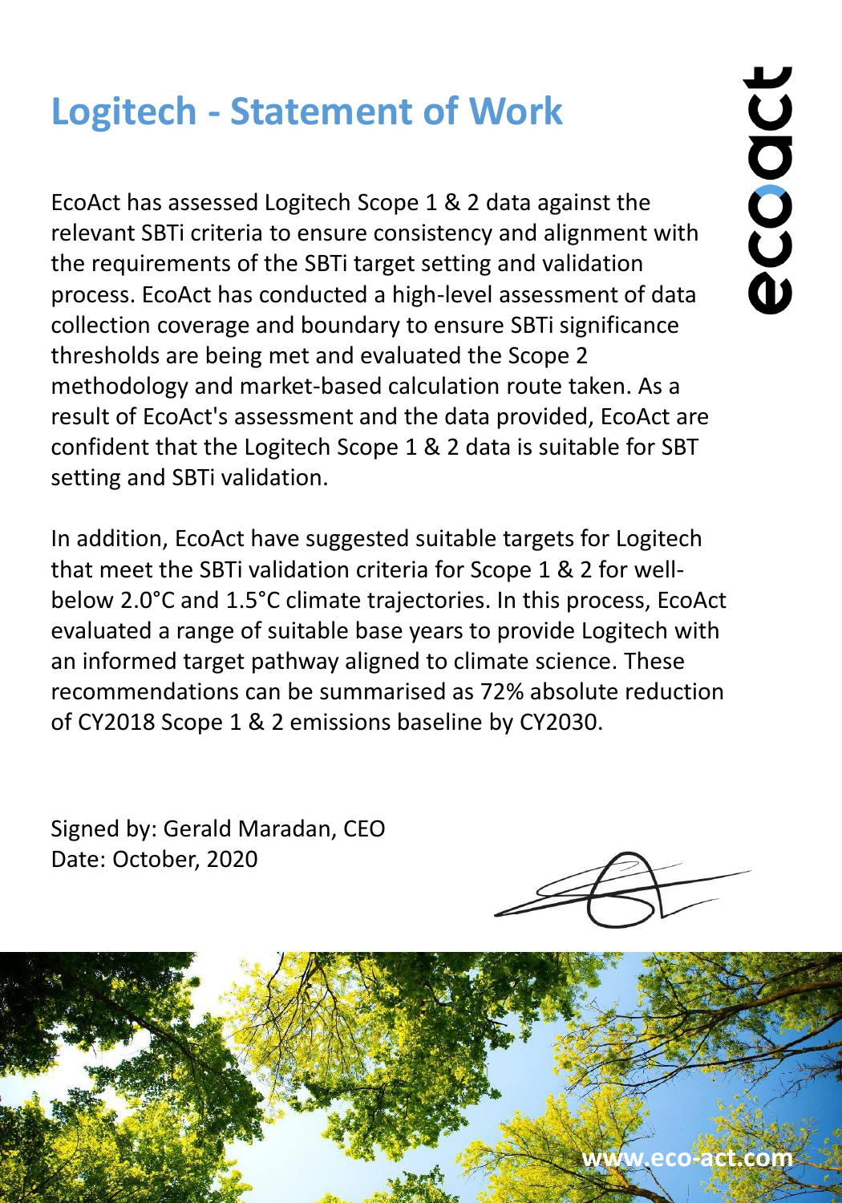# Logitech - Statement of Work

EcoAct has assessed Logitech Scope 1 & 2 data against the relevant SBTi criteria to ensure consistency and alignment with the requirements of the SBTi target setting and validation process. EcoAct has conducted a high-level assessment of data collection coverage and boundary to ensure SBTi significance thresholds are being met and evaluated the Scope 2 methodology and market-based calculation route taken. As a result of EcoAct's assessment and the data provided, EcoAct are confident that the Logitech Scope 1 & 2 data is suitable for SBT setting and SBTi validation.

In addition, EcoAct have suggested suitable targets for Logitech that meet the SBTi validation criteria for Scope 1 & 2 for well-below 2.0°C and 1.5°C climate trajectories. In this process, EcoAct evaluated a range of suitable base years to provide Logitech with an informed target pathway aligned to climate science. These recommendations can be summarised as 72% absolute reduction of CY2018 Scope 1 & 2 emissions baseline by CY2030.

Signed by: Gerald Maradan, CEO
Date: October, 2020

www.eco-act.com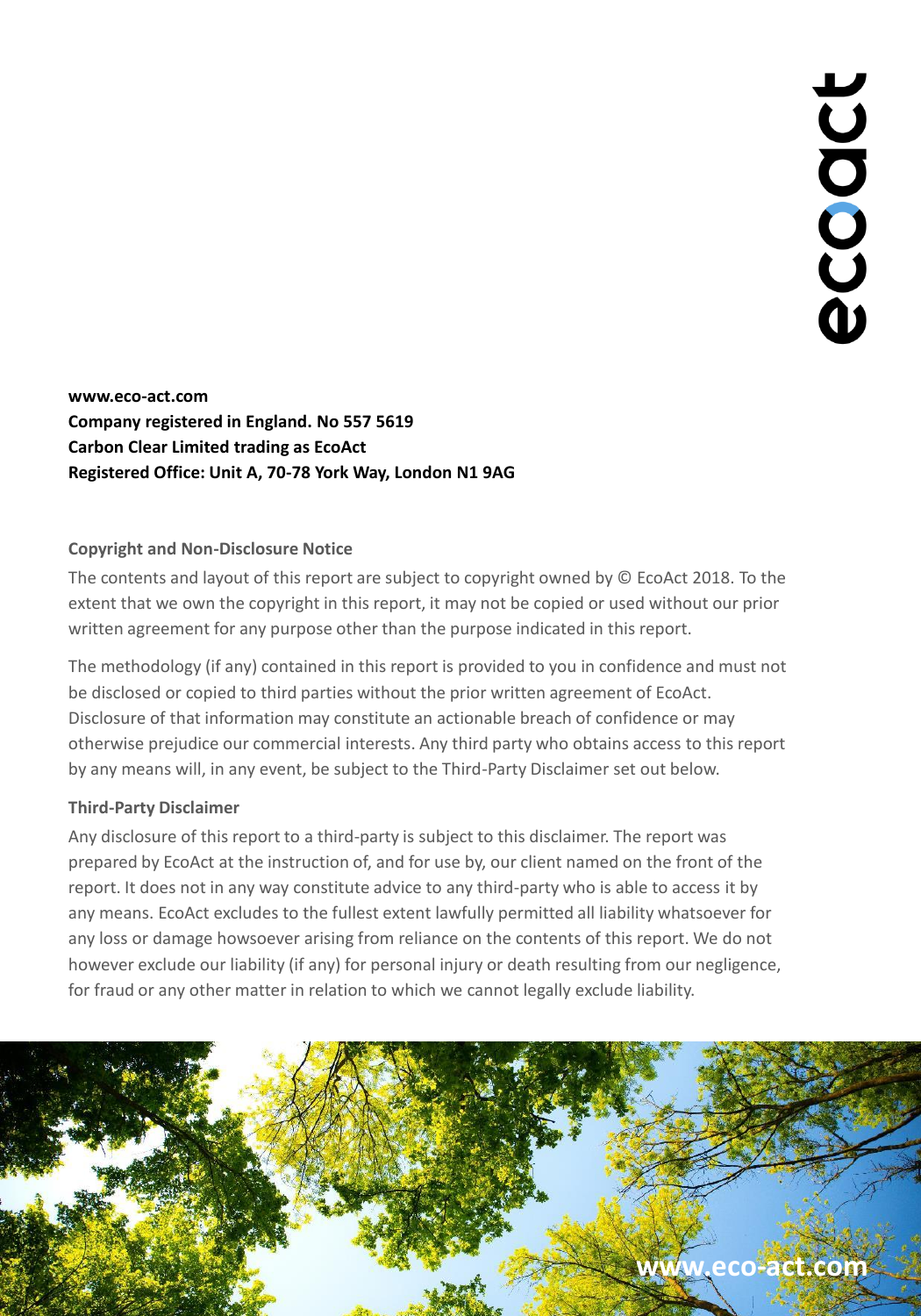**www.eco-act.com**
**Company registered in England. No 557 5619**
**Carbon Clear Limited trading as EcoAct**
**Registered Office: Unit A, 70-78 York Way, London N1 9AG**

#### Copyright and Non-Disclosure Notice

The contents and layout of this report are subject to copyright owned by © EcoAct 2018. To the extent that we own the copyright in this report, it may not be copied or used without our prior written agreement for any purpose other than the purpose indicated in this report.

The methodology (if any) contained in this report is provided to you in confidence and must not be disclosed or copied to third parties without the prior written agreement of EcoAct. Disclosure of that information may constitute an actionable breach of confidence or may otherwise prejudice our commercial interests. Any third party who obtains access to this report by any means will, in any event, be subject to the Third-Party Disclaimer set out below.

#### Third-Party Disclaimer

Any disclosure of this report to a third-party is subject to this disclaimer. The report was prepared by EcoAct at the instruction of, and for use by, our client named on the front of the report. It does not in any way constitute advice to any third-party who is able to access it by any means. EcoAct excludes to the fullest extent lawfully permitted all liability whatsoever for any loss or damage howsoever arising from reliance on the contents of this report. We do not however exclude our liability (if any) for personal injury or death resulting from our negligence, for fraud or any other matter in relation to which we cannot legally exclude liability.

www.eco-act.com